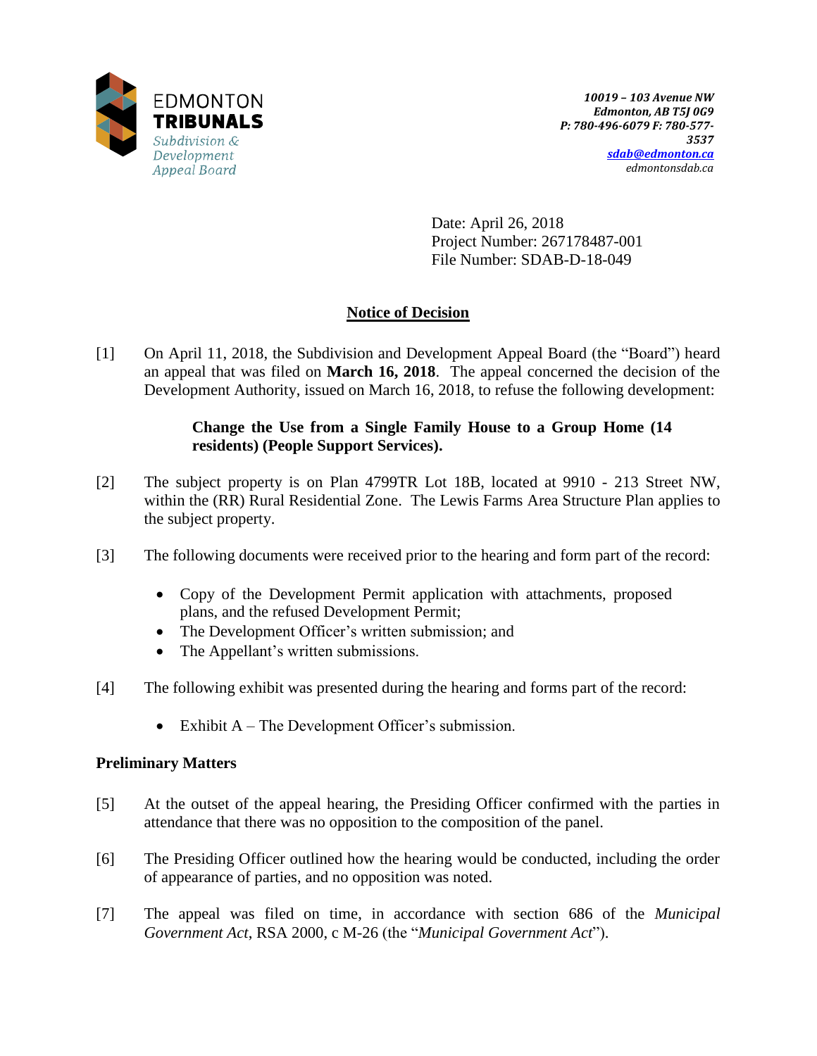EDMONTON
**TRIBUNALS**
*Subdivision & Development Appeal Board*

***10019 – 103 Avenue NW***
***Edmonton, AB T5J 0G9***
***P: 780-496-6079 F: 780-577-3537***
***sdab@edmonton.ca***
*edmontonsdab.ca*

Date: April 26, 2018
Project Number: 267178487-001
File Number: SDAB-D-18-049

## Notice of Decision

[1] On April 11, 2018, the Subdivision and Development Appeal Board (the "Board") heard an appeal that was filed on **March 16, 2018**. The appeal concerned the decision of the Development Authority, issued on March 16, 2018, to refuse the following development:

> **Change the Use from a Single Family House to a Group Home (14 residents) (People Support Services).**

[2] The subject property is on Plan 4799TR Lot 18B, located at 9910 - 213 Street NW, within the (RR) Rural Residential Zone. The Lewis Farms Area Structure Plan applies to the subject property.

[3] The following documents were received prior to the hearing and form part of the record:

- Copy of the Development Permit application with attachments, proposed plans, and the refused Development Permit;
- The Development Officer's written submission; and
- The Appellant's written submissions.

[4] The following exhibit was presented during the hearing and forms part of the record:

- Exhibit A – The Development Officer's submission.

### Preliminary Matters

[5] At the outset of the appeal hearing, the Presiding Officer confirmed with the parties in attendance that there was no opposition to the composition of the panel.

[6] The Presiding Officer outlined how the hearing would be conducted, including the order of appearance of parties, and no opposition was noted.

[7] The appeal was filed on time, in accordance with section 686 of the *Municipal Government Act*, RSA 2000, c M-26 (the "*Municipal Government Act*").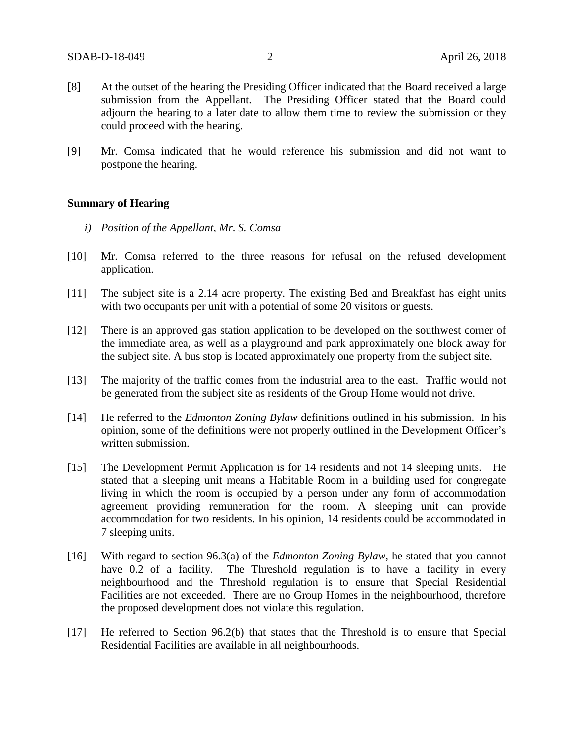[8] At the outset of the hearing the Presiding Officer indicated that the Board received a large submission from the Appellant. The Presiding Officer stated that the Board could adjourn the hearing to a later date to allow them time to review the submission or they could proceed with the hearing.

[9] Mr. Comsa indicated that he would reference his submission and did not want to postpone the hearing.

**Summary of Hearing**

*i) Position of the Appellant, Mr. S. Comsa*

[10] Mr. Comsa referred to the three reasons for refusal on the refused development application.

[11] The subject site is a 2.14 acre property. The existing Bed and Breakfast has eight units with two occupants per unit with a potential of some 20 visitors or guests.

[12] There is an approved gas station application to be developed on the southwest corner of the immediate area, as well as a playground and park approximately one block away for the subject site. A bus stop is located approximately one property from the subject site.

[13] The majority of the traffic comes from the industrial area to the east. Traffic would not be generated from the subject site as residents of the Group Home would not drive.

[14] He referred to the *Edmonton Zoning Bylaw* definitions outlined in his submission. In his opinion, some of the definitions were not properly outlined in the Development Officer's written submission.

[15] The Development Permit Application is for 14 residents and not 14 sleeping units. He stated that a sleeping unit means a Habitable Room in a building used for congregate living in which the room is occupied by a person under any form of accommodation agreement providing remuneration for the room. A sleeping unit can provide accommodation for two residents. In his opinion, 14 residents could be accommodated in 7 sleeping units.

[16] With regard to section 96.3(a) of the *Edmonton Zoning Bylaw*, he stated that you cannot have 0.2 of a facility. The Threshold regulation is to have a facility in every neighbourhood and the Threshold regulation is to ensure that Special Residential Facilities are not exceeded. There are no Group Homes in the neighbourhood, therefore the proposed development does not violate this regulation.

[17] He referred to Section 96.2(b) that states that the Threshold is to ensure that Special Residential Facilities are available in all neighbourhoods.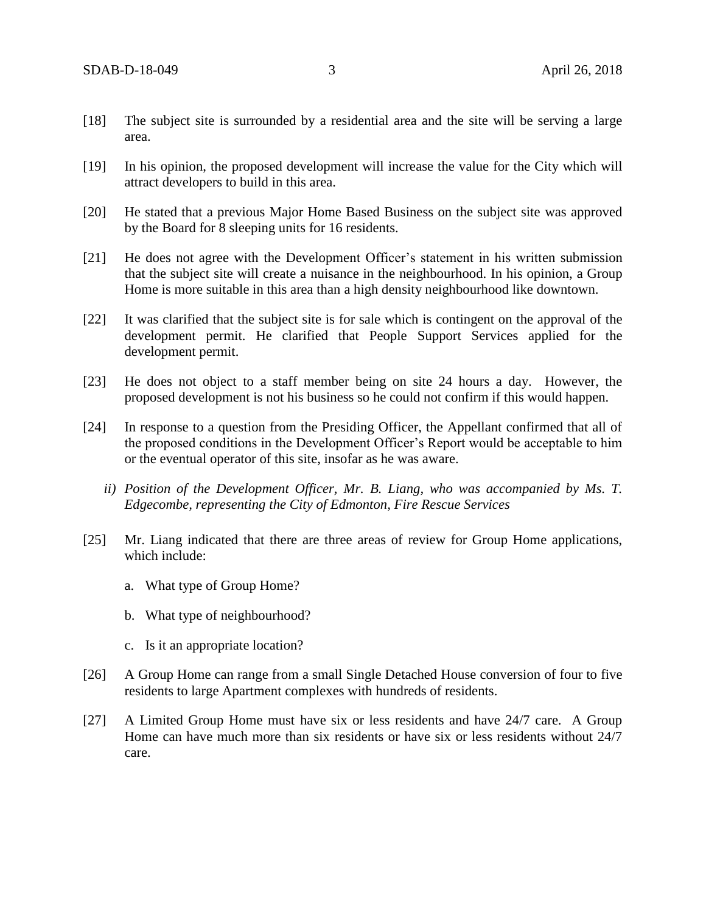[18] The subject site is surrounded by a residential area and the site will be serving a large area.

[19] In his opinion, the proposed development will increase the value for the City which will attract developers to build in this area.

[20] He stated that a previous Major Home Based Business on the subject site was approved by the Board for 8 sleeping units for 16 residents.

[21] He does not agree with the Development Officer's statement in his written submission that the subject site will create a nuisance in the neighbourhood. In his opinion, a Group Home is more suitable in this area than a high density neighbourhood like downtown.

[22] It was clarified that the subject site is for sale which is contingent on the approval of the development permit. He clarified that People Support Services applied for the development permit.

[23] He does not object to a staff member being on site 24 hours a day. However, the proposed development is not his business so he could not confirm if this would happen.

[24] In response to a question from the Presiding Officer, the Appellant confirmed that all of the proposed conditions in the Development Officer's Report would be acceptable to him or the eventual operator of this site, insofar as he was aware.

*ii) Position of the Development Officer, Mr. B. Liang, who was accompanied by Ms. T. Edgecombe, representing the City of Edmonton, Fire Rescue Services*

[25] Mr. Liang indicated that there are three areas of review for Group Home applications, which include:

a. What type of Group Home?

b. What type of neighbourhood?

c. Is it an appropriate location?

[26] A Group Home can range from a small Single Detached House conversion of four to five residents to large Apartment complexes with hundreds of residents.

[27] A Limited Group Home must have six or less residents and have 24/7 care. A Group Home can have much more than six residents or have six or less residents without 24/7 care.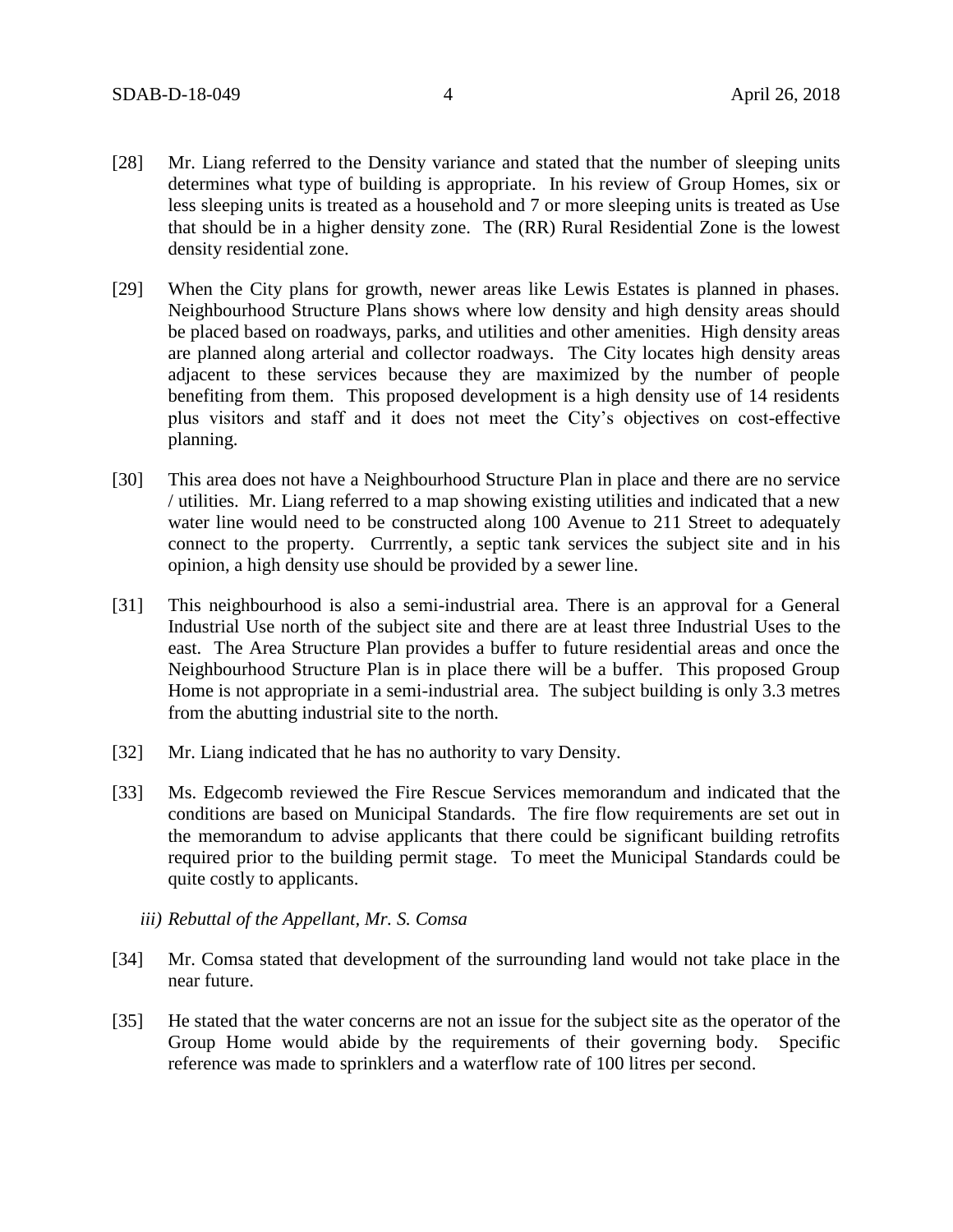[28] Mr. Liang referred to the Density variance and stated that the number of sleeping units determines what type of building is appropriate. In his review of Group Homes, six or less sleeping units is treated as a household and 7 or more sleeping units is treated as Use that should be in a higher density zone. The (RR) Rural Residential Zone is the lowest density residential zone.

[29] When the City plans for growth, newer areas like Lewis Estates is planned in phases. Neighbourhood Structure Plans shows where low density and high density areas should be placed based on roadways, parks, and utilities and other amenities. High density areas are planned along arterial and collector roadways. The City locates high density areas adjacent to these services because they are maximized by the number of people benefiting from them. This proposed development is a high density use of 14 residents plus visitors and staff and it does not meet the City's objectives on cost-effective planning.

[30] This area does not have a Neighbourhood Structure Plan in place and there are no service / utilities. Mr. Liang referred to a map showing existing utilities and indicated that a new water line would need to be constructed along 100 Avenue to 211 Street to adequately connect to the property. Currrently, a septic tank services the subject site and in his opinion, a high density use should be provided by a sewer line.

[31] This neighbourhood is also a semi-industrial area. There is an approval for a General Industrial Use north of the subject site and there are at least three Industrial Uses to the east. The Area Structure Plan provides a buffer to future residential areas and once the Neighbourhood Structure Plan is in place there will be a buffer. This proposed Group Home is not appropriate in a semi-industrial area. The subject building is only 3.3 metres from the abutting industrial site to the north.

[32] Mr. Liang indicated that he has no authority to vary Density.

[33] Ms. Edgecomb reviewed the Fire Rescue Services memorandum and indicated that the conditions are based on Municipal Standards. The fire flow requirements are set out in the memorandum to advise applicants that there could be significant building retrofits required prior to the building permit stage. To meet the Municipal Standards could be quite costly to applicants.

*iii) Rebuttal of the Appellant, Mr. S. Comsa*

[34] Mr. Comsa stated that development of the surrounding land would not take place in the near future.

[35] He stated that the water concerns are not an issue for the subject site as the operator of the Group Home would abide by the requirements of their governing body. Specific reference was made to sprinklers and a waterflow rate of 100 litres per second.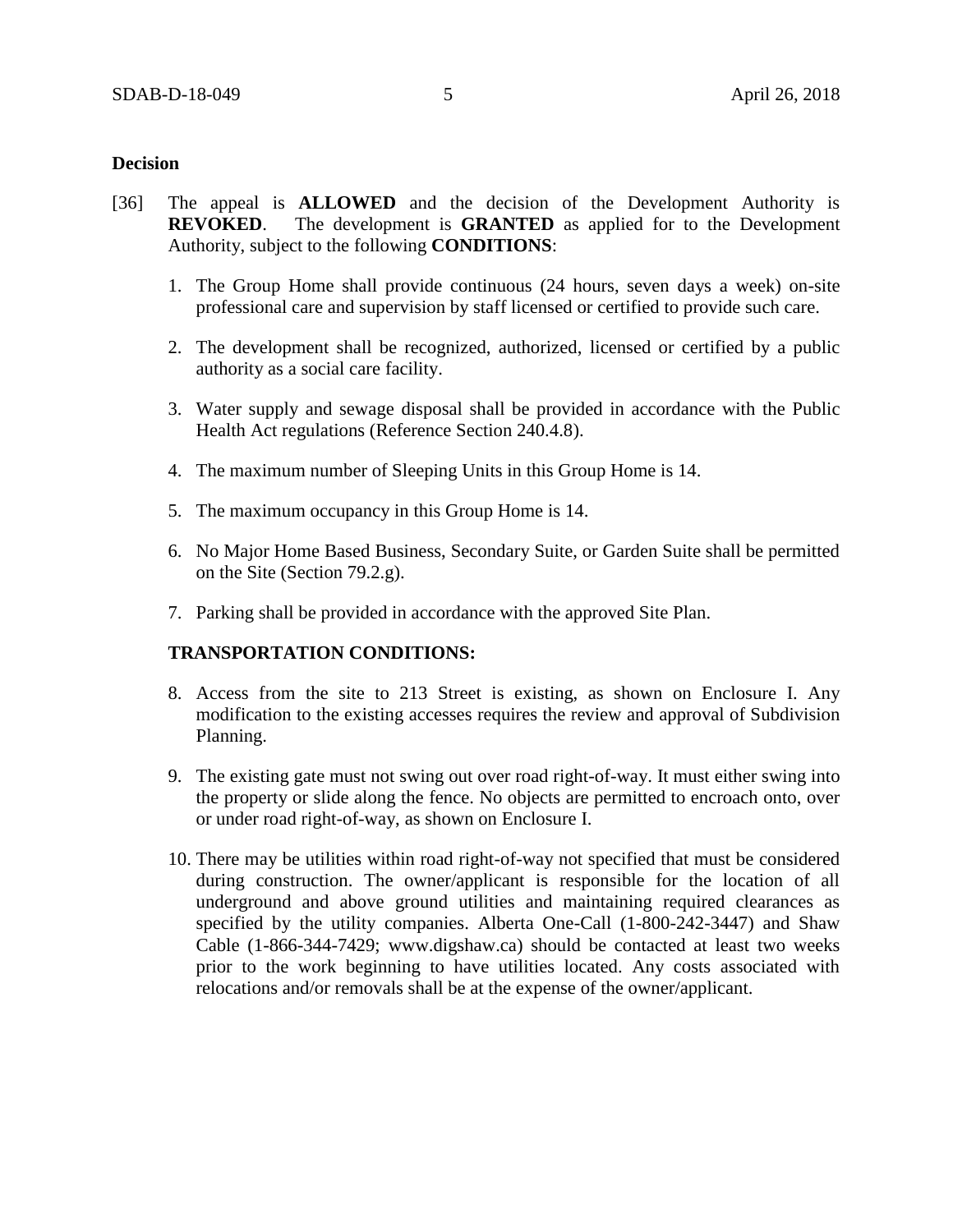**Decision**

[36] The appeal is **ALLOWED** and the decision of the Development Authority is **REVOKED**. The development is **GRANTED** as applied for to the Development Authority, subject to the following **CONDITIONS**:

1. The Group Home shall provide continuous (24 hours, seven days a week) on-site professional care and supervision by staff licensed or certified to provide such care.

2. The development shall be recognized, authorized, licensed or certified by a public authority as a social care facility.

3. Water supply and sewage disposal shall be provided in accordance with the Public Health Act regulations (Reference Section 240.4.8).

4. The maximum number of Sleeping Units in this Group Home is 14.

5. The maximum occupancy in this Group Home is 14.

6. No Major Home Based Business, Secondary Suite, or Garden Suite shall be permitted on the Site (Section 79.2.g).

7. Parking shall be provided in accordance with the approved Site Plan.

**TRANSPORTATION CONDITIONS:**

8. Access from the site to 213 Street is existing, as shown on Enclosure I. Any modification to the existing accesses requires the review and approval of Subdivision Planning.

9. The existing gate must not swing out over road right-of-way. It must either swing into the property or slide along the fence. No objects are permitted to encroach onto, over or under road right-of-way, as shown on Enclosure I.

10. There may be utilities within road right-of-way not specified that must be considered during construction. The owner/applicant is responsible for the location of all underground and above ground utilities and maintaining required clearances as specified by the utility companies. Alberta One-Call (1-800-242-3447) and Shaw Cable (1-866-344-7429; www.digshaw.ca) should be contacted at least two weeks prior to the work beginning to have utilities located. Any costs associated with relocations and/or removals shall be at the expense of the owner/applicant.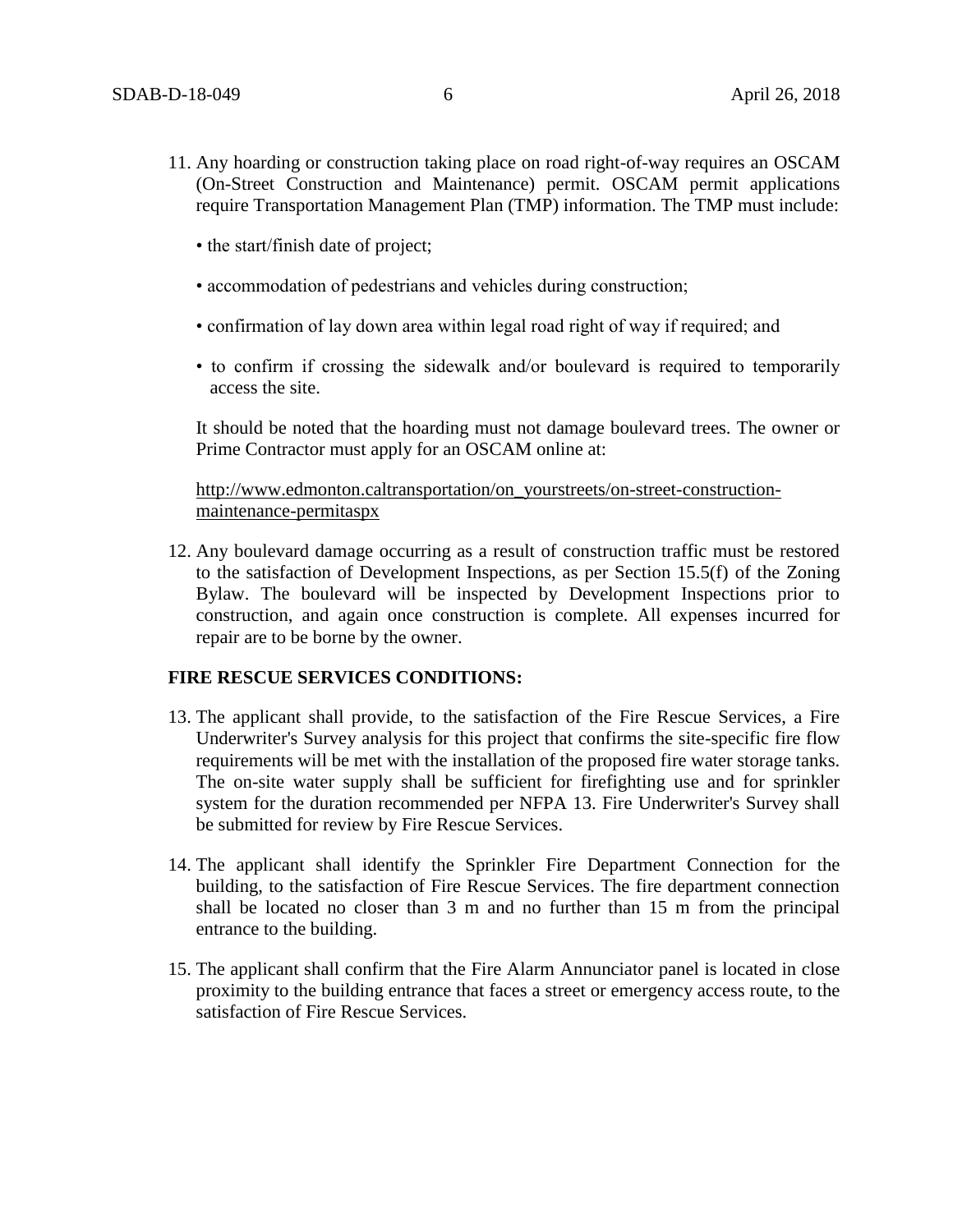11. Any hoarding or construction taking place on road right-of-way requires an OSCAM (On-Street Construction and Maintenance) permit. OSCAM permit applications require Transportation Management Plan (TMP) information. The TMP must include:

    - the start/finish date of project;
    - accommodation of pedestrians and vehicles during construction;
    - confirmation of lay down area within legal road right of way if required; and
    - to confirm if crossing the sidewalk and/or boulevard is required to temporarily access the site.

    It should be noted that the hoarding must not damage boulevard trees. The owner or Prime Contractor must apply for an OSCAM online at:

    http://www.edmonton.caltransportation/on_yourstreets/on-street-construction-maintenance-permitaspx

12. Any boulevard damage occurring as a result of construction traffic must be restored to the satisfaction of Development Inspections, as per Section 15.5(f) of the Zoning Bylaw. The boulevard will be inspected by Development Inspections prior to construction, and again once construction is complete. All expenses incurred for repair are to be borne by the owner.

**FIRE RESCUE SERVICES CONDITIONS:**

13. The applicant shall provide, to the satisfaction of the Fire Rescue Services, a Fire Underwriter's Survey analysis for this project that confirms the site-specific fire flow requirements will be met with the installation of the proposed fire water storage tanks. The on-site water supply shall be sufficient for firefighting use and for sprinkler system for the duration recommended per NFPA 13. Fire Underwriter's Survey shall be submitted for review by Fire Rescue Services.

14. The applicant shall identify the Sprinkler Fire Department Connection for the building, to the satisfaction of Fire Rescue Services. The fire department connection shall be located no closer than 3 m and no further than 15 m from the principal entrance to the building.

15. The applicant shall confirm that the Fire Alarm Annunciator panel is located in close proximity to the building entrance that faces a street or emergency access route, to the satisfaction of Fire Rescue Services.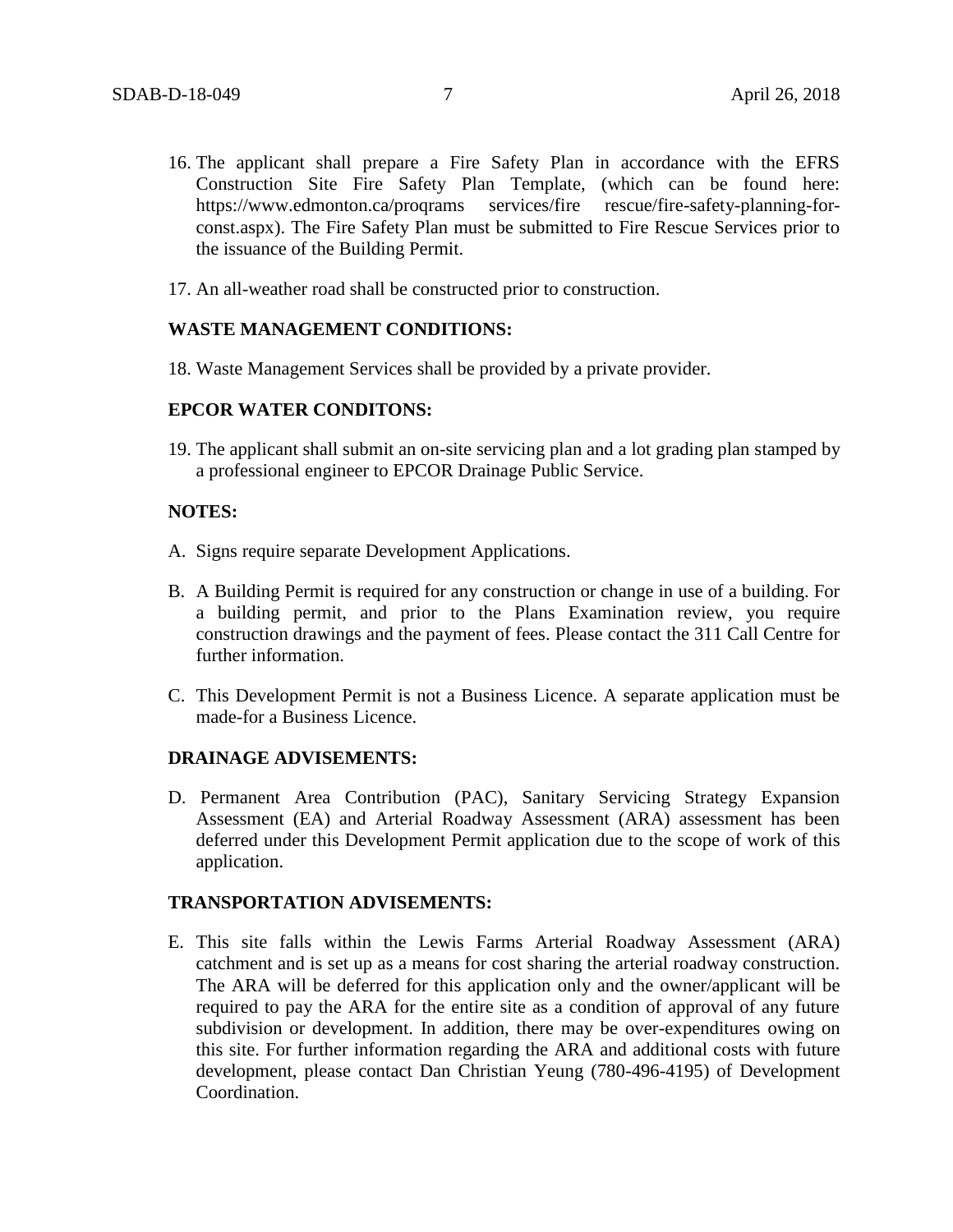16. The applicant shall prepare a Fire Safety Plan in accordance with the EFRS Construction Site Fire Safety Plan Template, (which can be found here: https://www.edmonton.ca/proqrams services/fire rescue/fire-safety-planning-for-const.aspx). The Fire Safety Plan must be submitted to Fire Rescue Services prior to the issuance of the Building Permit.

17. An all-weather road shall be constructed prior to construction.

**WASTE MANAGEMENT CONDITIONS:**

18. Waste Management Services shall be provided by a private provider.

**EPCOR WATER CONDITONS:**

19. The applicant shall submit an on-site servicing plan and a lot grading plan stamped by a professional engineer to EPCOR Drainage Public Service.

**NOTES:**

A. Signs require separate Development Applications.

B. A Building Permit is required for any construction or change in use of a building. For a building permit, and prior to the Plans Examination review, you require construction drawings and the payment of fees. Please contact the 311 Call Centre for further information.

C. This Development Permit is not a Business Licence. A separate application must be made-for a Business Licence.

**DRAINAGE ADVISEMENTS:**

D. Permanent Area Contribution (PAC), Sanitary Servicing Strategy Expansion Assessment (EA) and Arterial Roadway Assessment (ARA) assessment has been deferred under this Development Permit application due to the scope of work of this application.

**TRANSPORTATION ADVISEMENTS:**

E. This site falls within the Lewis Farms Arterial Roadway Assessment (ARA) catchment and is set up as a means for cost sharing the arterial roadway construction. The ARA will be deferred for this application only and the owner/applicant will be required to pay the ARA for the entire site as a condition of approval of any future subdivision or development. In addition, there may be over-expenditures owing on this site. For further information regarding the ARA and additional costs with future development, please contact Dan Christian Yeung (780-496-4195) of Development Coordination.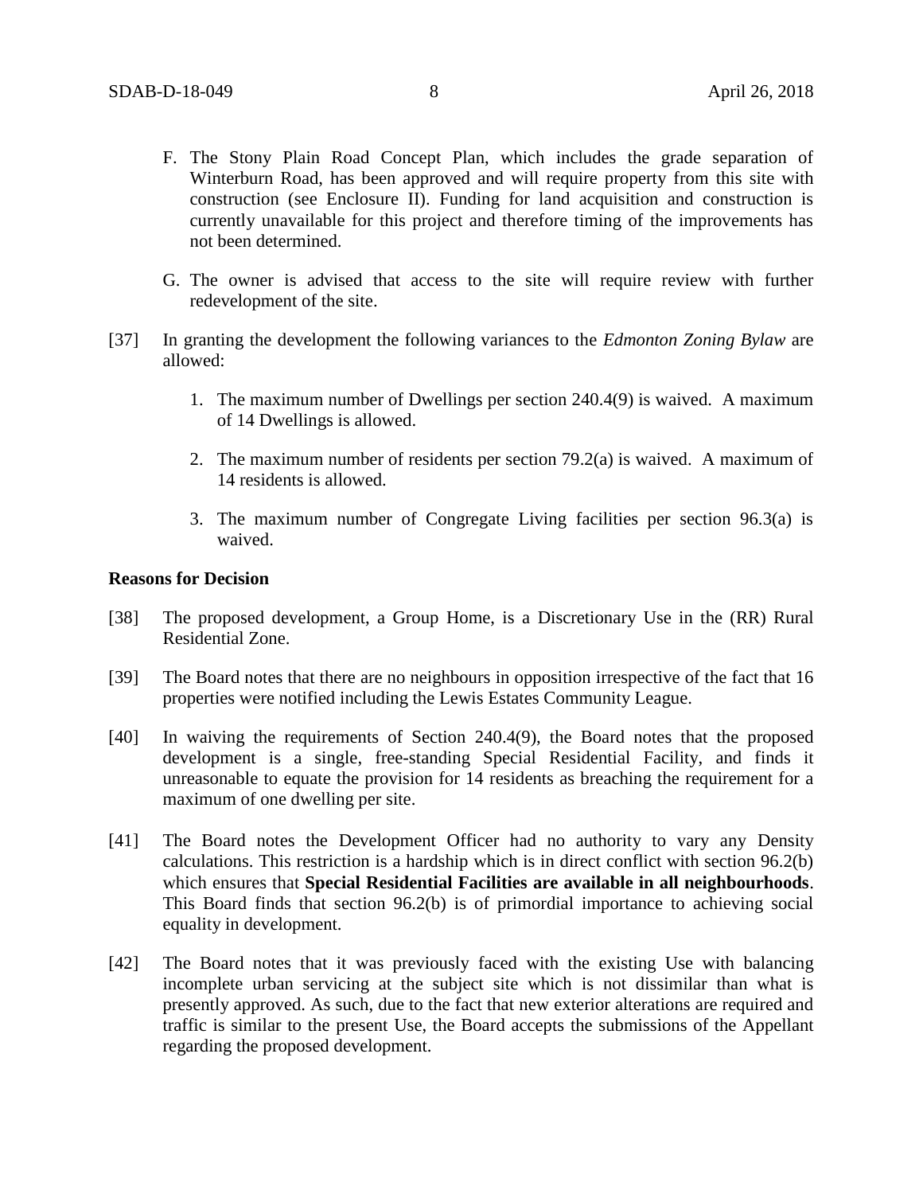F. The Stony Plain Road Concept Plan, which includes the grade separation of Winterburn Road, has been approved and will require property from this site with construction (see Enclosure II). Funding for land acquisition and construction is currently unavailable for this project and therefore timing of the improvements has not been determined.

G. The owner is advised that access to the site will require review with further redevelopment of the site.

[37] In granting the development the following variances to the *Edmonton Zoning Bylaw* are allowed:

1. The maximum number of Dwellings per section 240.4(9) is waived. A maximum of 14 Dwellings is allowed.

2. The maximum number of residents per section 79.2(a) is waived. A maximum of 14 residents is allowed.

3. The maximum number of Congregate Living facilities per section 96.3(a) is waived.

**Reasons for Decision**

[38] The proposed development, a Group Home, is a Discretionary Use in the (RR) Rural Residential Zone.

[39] The Board notes that there are no neighbours in opposition irrespective of the fact that 16 properties were notified including the Lewis Estates Community League.

[40] In waiving the requirements of Section 240.4(9), the Board notes that the proposed development is a single, free-standing Special Residential Facility, and finds it unreasonable to equate the provision for 14 residents as breaching the requirement for a maximum of one dwelling per site.

[41] The Board notes the Development Officer had no authority to vary any Density calculations. This restriction is a hardship which is in direct conflict with section 96.2(b) which ensures that **Special Residential Facilities are available in all neighbourhoods**. This Board finds that section 96.2(b) is of primordial importance to achieving social equality in development.

[42] The Board notes that it was previously faced with the existing Use with balancing incomplete urban servicing at the subject site which is not dissimilar than what is presently approved. As such, due to the fact that new exterior alterations are required and traffic is similar to the present Use, the Board accepts the submissions of the Appellant regarding the proposed development.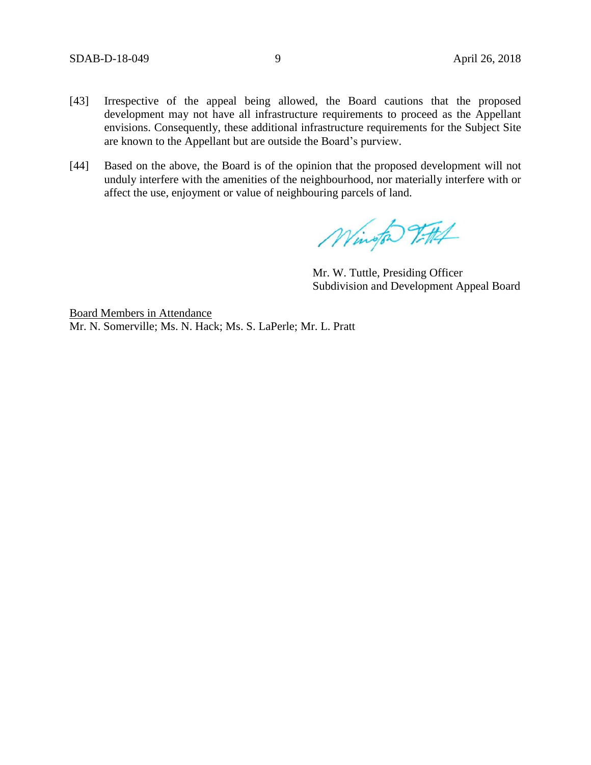[43] Irrespective of the appeal being allowed, the Board cautions that the proposed development may not have all infrastructure requirements to proceed as the Appellant envisions. Consequently, these additional infrastructure requirements for the Subject Site are known to the Appellant but are outside the Board's purview.

[44] Based on the above, the Board is of the opinion that the proposed development will not unduly interfere with the amenities of the neighbourhood, nor materially interfere with or affect the use, enjoyment or value of neighbouring parcels of land.

Mr. W. Tuttle, Presiding Officer
Subdivision and Development Appeal Board

Board Members in Attendance
Mr. N. Somerville; Ms. N. Hack; Ms. S. LaPerle; Mr. L. Pratt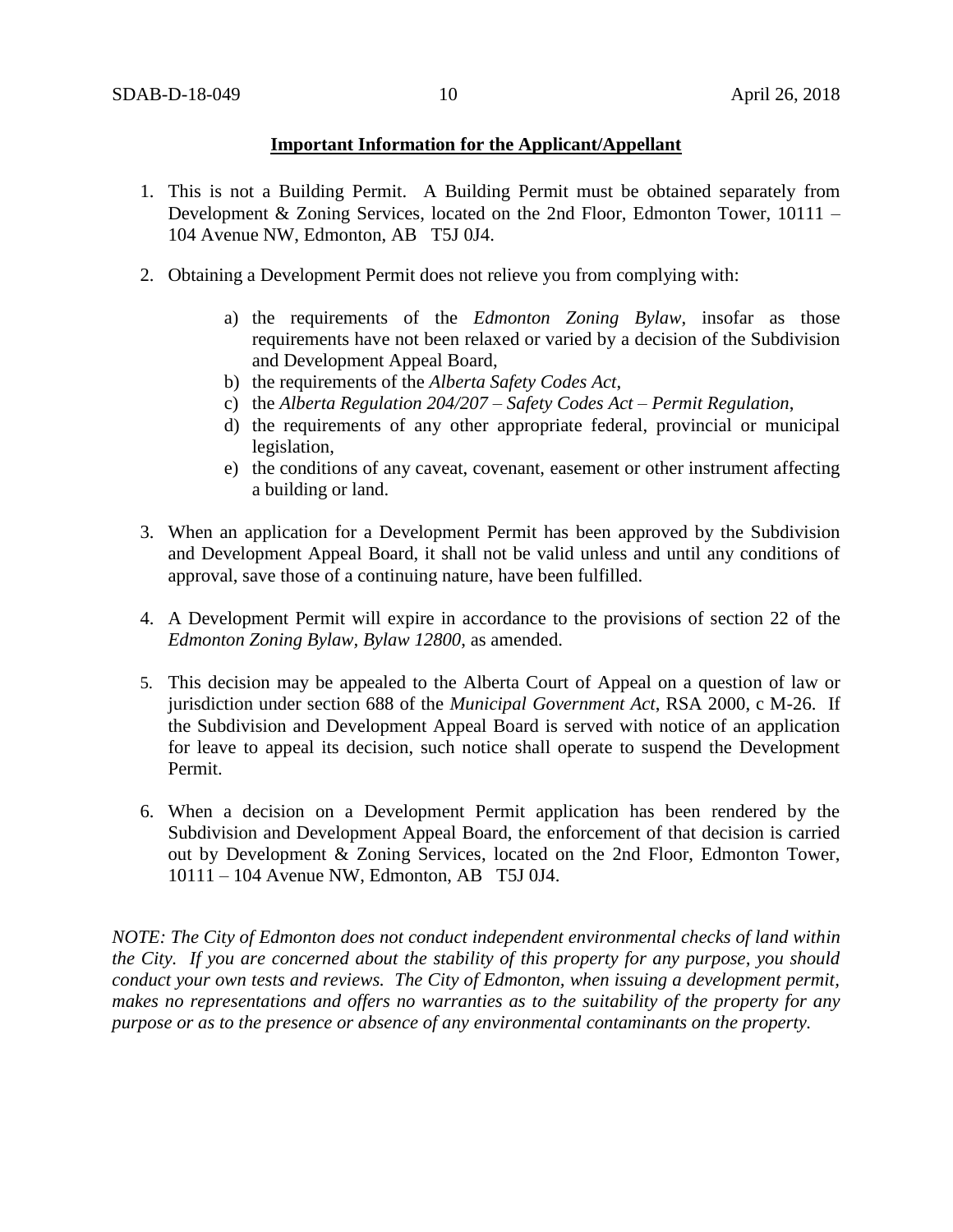**Important Information for the Applicant/Appellant**

1. This is not a Building Permit. A Building Permit must be obtained separately from Development & Zoning Services, located on the 2nd Floor, Edmonton Tower, 10111 – 104 Avenue NW, Edmonton, AB T5J 0J4.

2. Obtaining a Development Permit does not relieve you from complying with:

    a) the requirements of the *Edmonton Zoning Bylaw*, insofar as those requirements have not been relaxed or varied by a decision of the Subdivision and Development Appeal Board,
    b) the requirements of the *Alberta Safety Codes Act*,
    c) the *Alberta Regulation 204/207 – Safety Codes Act – Permit Regulation*,
    d) the requirements of any other appropriate federal, provincial or municipal legislation,
    e) the conditions of any caveat, covenant, easement or other instrument affecting a building or land.

3. When an application for a Development Permit has been approved by the Subdivision and Development Appeal Board, it shall not be valid unless and until any conditions of approval, save those of a continuing nature, have been fulfilled.

4. A Development Permit will expire in accordance to the provisions of section 22 of the *Edmonton Zoning Bylaw, Bylaw 12800*, as amended.

5. This decision may be appealed to the Alberta Court of Appeal on a question of law or jurisdiction under section 688 of the *Municipal Government Act*, RSA 2000, c M-26. If the Subdivision and Development Appeal Board is served with notice of an application for leave to appeal its decision, such notice shall operate to suspend the Development Permit.

6. When a decision on a Development Permit application has been rendered by the Subdivision and Development Appeal Board, the enforcement of that decision is carried out by Development & Zoning Services, located on the 2nd Floor, Edmonton Tower, 10111 – 104 Avenue NW, Edmonton, AB T5J 0J4.

*NOTE: The City of Edmonton does not conduct independent environmental checks of land within the City. If you are concerned about the stability of this property for any purpose, you should conduct your own tests and reviews. The City of Edmonton, when issuing a development permit, makes no representations and offers no warranties as to the suitability of the property for any purpose or as to the presence or absence of any environmental contaminants on the property.*